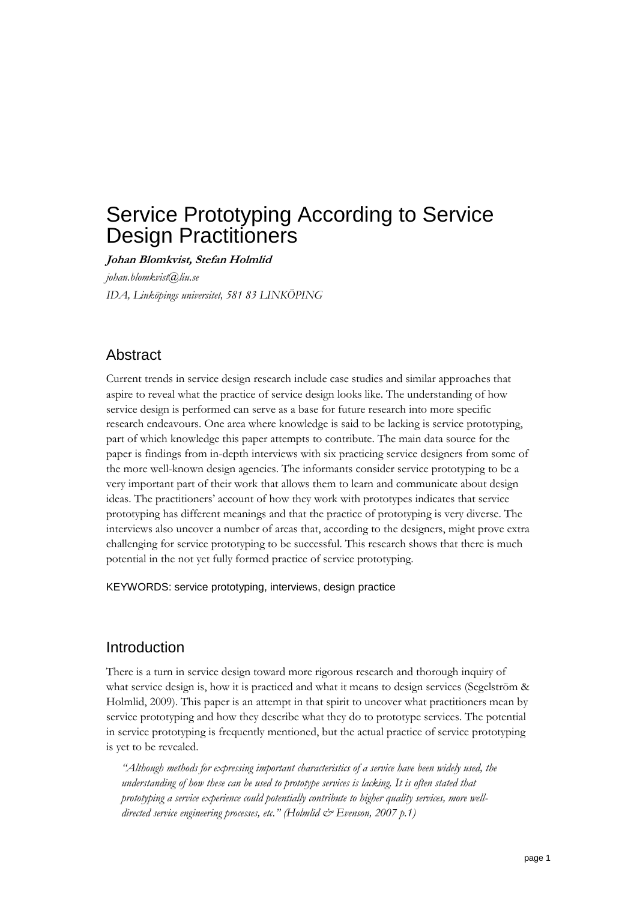# Service Prototyping According to Service Design Practitioners

***Johan Blomkvist, Stefan Holmlid***

*johan.blomkvist@liu.se*

*IDA, Linköpings universitet, 581 83 LINKÖPING*

## Abstract

Current trends in service design research include case studies and similar approaches that aspire to reveal what the practice of service design looks like. The understanding of how service design is performed can serve as a base for future research into more specific research endeavours. One area where knowledge is said to be lacking is service prototyping, part of which knowledge this paper attempts to contribute. The main data source for the paper is findings from in-depth interviews with six practicing service designers from some of the more well-known design agencies. The informants consider service prototyping to be a very important part of their work that allows them to learn and communicate about design ideas. The practitioners' account of how they work with prototypes indicates that service prototyping has different meanings and that the practice of prototyping is very diverse. The interviews also uncover a number of areas that, according to the designers, might prove extra challenging for service prototyping to be successful. This research shows that there is much potential in the not yet fully formed practice of service prototyping.

KEYWORDS: service prototyping, interviews, design practice

## Introduction

There is a turn in service design toward more rigorous research and thorough inquiry of what service design is, how it is practiced and what it means to design services (Segelström & Holmlid, 2009). This paper is an attempt in that spirit to uncover what practitioners mean by service prototyping and how they describe what they do to prototype services. The potential in service prototyping is frequently mentioned, but the actual practice of service prototyping is yet to be revealed.

> *"Although methods for expressing important characteristics of a service have been widely used, the understanding of how these can be used to prototype services is lacking. It is often stated that prototyping a service experience could potentially contribute to higher quality services, more well-directed service engineering processes, etc." (Holmlid & Evenson, 2007 p.1)*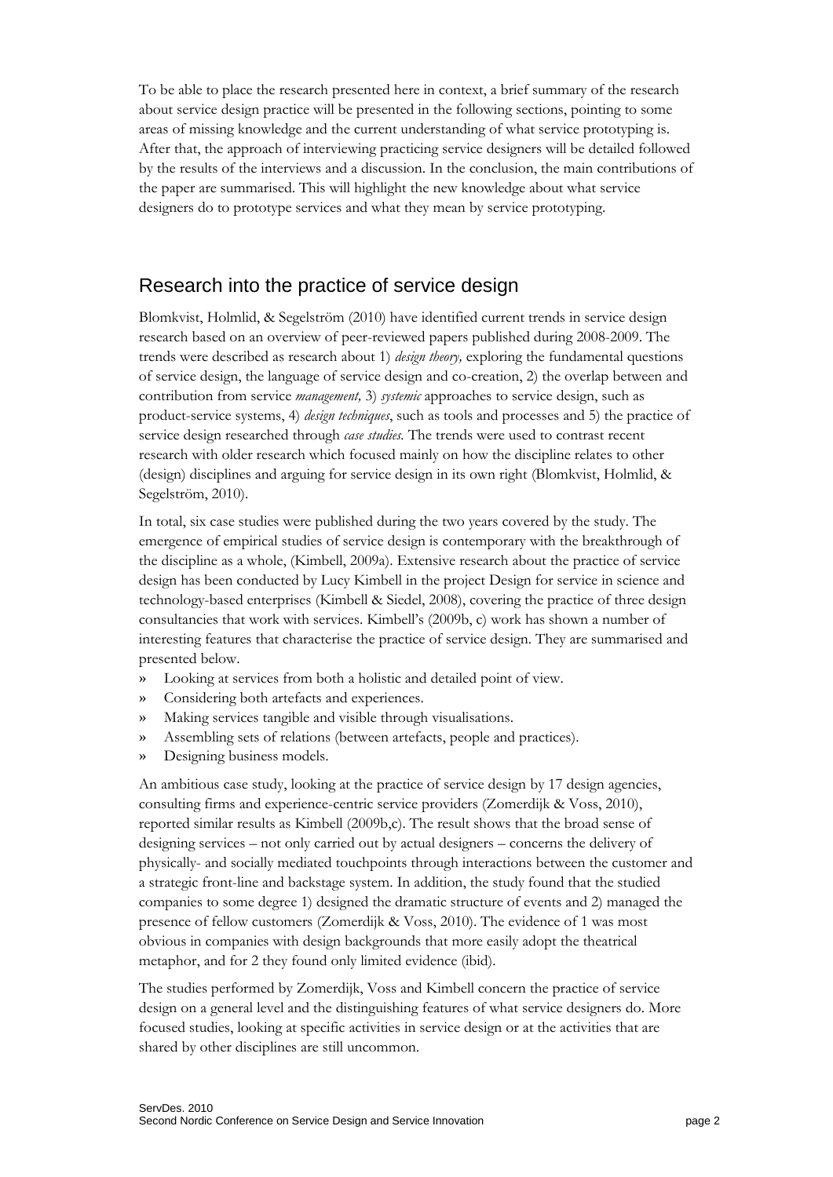To be able to place the research presented here in context, a brief summary of the research about service design practice will be presented in the following sections, pointing to some areas of missing knowledge and the current understanding of what service prototyping is. After that, the approach of interviewing practicing service designers will be detailed followed by the results of the interviews and a discussion. In the conclusion, the main contributions of the paper are summarised. This will highlight the new knowledge about what service designers do to prototype services and what they mean by service prototyping.

## Research into the practice of service design

Blomkvist, Holmlid, & Segelström (2010) have identified current trends in service design research based on an overview of peer-reviewed papers published during 2008-2009. The trends were described as research about 1) *design theory,* exploring the fundamental questions of service design, the language of service design and co-creation, 2) the overlap between and contribution from service *management,* 3) *systemic* approaches to service design, such as product-service systems, 4) *design techniques*, such as tools and processes and 5) the practice of service design researched through *case studies.* The trends were used to contrast recent research with older research which focused mainly on how the discipline relates to other (design) disciplines and arguing for service design in its own right (Blomkvist, Holmlid, & Segelström, 2010).

In total, six case studies were published during the two years covered by the study. The emergence of empirical studies of service design is contemporary with the breakthrough of the discipline as a whole, (Kimbell, 2009a). Extensive research about the practice of service design has been conducted by Lucy Kimbell in the project Design for service in science and technology-based enterprises (Kimbell & Siedel, 2008), covering the practice of three design consultancies that work with services. Kimbell's (2009b, c) work has shown a number of interesting features that characterise the practice of service design. They are summarised and presented below.

- Looking at services from both a holistic and detailed point of view.
- Considering both artefacts and experiences.
- Making services tangible and visible through visualisations.
- Assembling sets of relations (between artefacts, people and practices).
- Designing business models.

An ambitious case study, looking at the practice of service design by 17 design agencies, consulting firms and experience-centric service providers (Zomerdijk & Voss, 2010), reported similar results as Kimbell (2009b,c). The result shows that the broad sense of designing services – not only carried out by actual designers – concerns the delivery of physically- and socially mediated touchpoints through interactions between the customer and a strategic front-line and backstage system. In addition, the study found that the studied companies to some degree 1) designed the dramatic structure of events and 2) managed the presence of fellow customers (Zomerdijk & Voss, 2010). The evidence of 1 was most obvious in companies with design backgrounds that more easily adopt the theatrical metaphor, and for 2 they found only limited evidence (ibid).

The studies performed by Zomerdijk, Voss and Kimbell concern the practice of service design on a general level and the distinguishing features of what service designers do. More focused studies, looking at specific activities in service design or at the activities that are shared by other disciplines are still uncommon.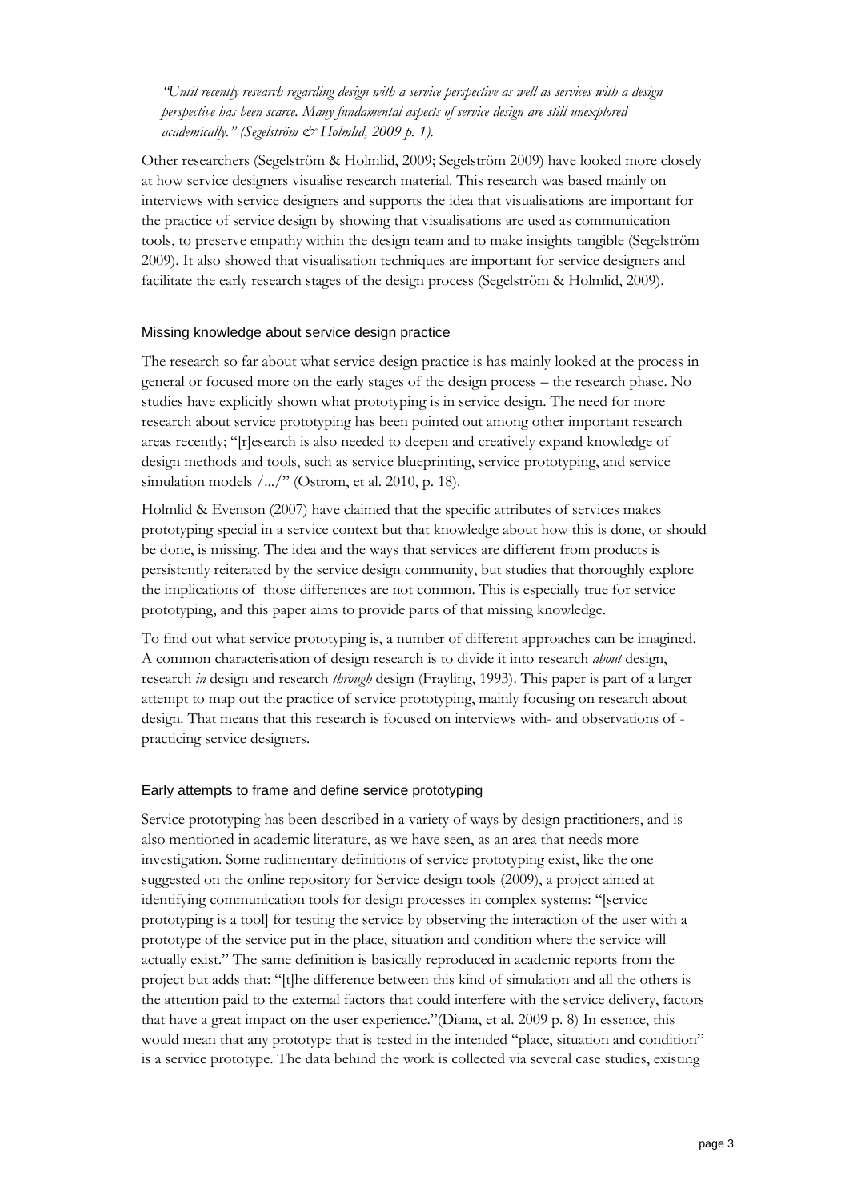*"Until recently research regarding design with a service perspective as well as services with a design perspective has been scarce. Many fundamental aspects of service design are still unexplored academically." (Segelström & Holmlid, 2009 p. 1).*

Other researchers (Segelström & Holmlid, 2009; Segelström 2009) have looked more closely at how service designers visualise research material. This research was based mainly on interviews with service designers and supports the idea that visualisations are important for the practice of service design by showing that visualisations are used as communication tools, to preserve empathy within the design team and to make insights tangible (Segelström 2009). It also showed that visualisation techniques are important for service designers and facilitate the early research stages of the design process (Segelström & Holmlid, 2009).

### Missing knowledge about service design practice

The research so far about what service design practice is has mainly looked at the process in general or focused more on the early stages of the design process – the research phase. No studies have explicitly shown what prototyping is in service design. The need for more research about service prototyping has been pointed out among other important research areas recently; "[r]esearch is also needed to deepen and creatively expand knowledge of design methods and tools, such as service blueprinting, service prototyping, and service simulation models /.../" (Ostrom, et al. 2010, p. 18).

Holmlid & Evenson (2007) have claimed that the specific attributes of services makes prototyping special in a service context but that knowledge about how this is done, or should be done, is missing. The idea and the ways that services are different from products is persistently reiterated by the service design community, but studies that thoroughly explore the implications of those differences are not common. This is especially true for service prototyping, and this paper aims to provide parts of that missing knowledge.

To find out what service prototyping is, a number of different approaches can be imagined. A common characterisation of design research is to divide it into research *about* design, research *in* design and research *through* design (Frayling, 1993). This paper is part of a larger attempt to map out the practice of service prototyping, mainly focusing on research about design. That means that this research is focused on interviews with- and observations of - practicing service designers.

### Early attempts to frame and define service prototyping

Service prototyping has been described in a variety of ways by design practitioners, and is also mentioned in academic literature, as we have seen, as an area that needs more investigation. Some rudimentary definitions of service prototyping exist, like the one suggested on the online repository for Service design tools (2009), a project aimed at identifying communication tools for design processes in complex systems: "[service prototyping is a tool] for testing the service by observing the interaction of the user with a prototype of the service put in the place, situation and condition where the service will actually exist." The same definition is basically reproduced in academic reports from the project but adds that: "[t]he difference between this kind of simulation and all the others is the attention paid to the external factors that could interfere with the service delivery, factors that have a great impact on the user experience."(Diana, et al. 2009 p. 8) In essence, this would mean that any prototype that is tested in the intended "place, situation and condition" is a service prototype. The data behind the work is collected via several case studies, existing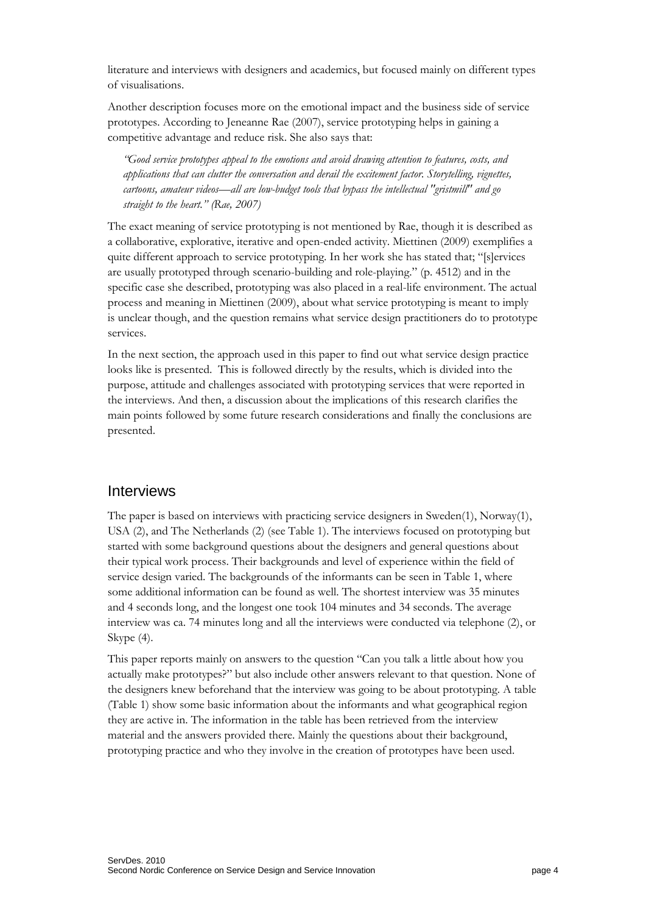literature and interviews with designers and academics, but focused mainly on different types of visualisations.

Another description focuses more on the emotional impact and the business side of service prototypes. According to Jeneanne Rae (2007), service prototyping helps in gaining a competitive advantage and reduce risk. She also says that:

> *"Good service prototypes appeal to the emotions and avoid drawing attention to features, costs, and applications that can clutter the conversation and derail the excitement factor. Storytelling, vignettes, cartoons, amateur videos—all are low-budget tools that bypass the intellectual "gristmill" and go straight to the heart." (Rae, 2007)*

The exact meaning of service prototyping is not mentioned by Rae, though it is described as a collaborative, explorative, iterative and open-ended activity. Miettinen (2009) exemplifies a quite different approach to service prototyping. In her work she has stated that; "[s]ervices are usually prototyped through scenario-building and role-playing." (p. 4512) and in the specific case she described, prototyping was also placed in a real-life environment. The actual process and meaning in Miettinen (2009), about what service prototyping is meant to imply is unclear though, and the question remains what service design practitioners do to prototype services.

In the next section, the approach used in this paper to find out what service design practice looks like is presented. This is followed directly by the results, which is divided into the purpose, attitude and challenges associated with prototyping services that were reported in the interviews. And then, a discussion about the implications of this research clarifies the main points followed by some future research considerations and finally the conclusions are presented.

## Interviews

The paper is based on interviews with practicing service designers in Sweden(1), Norway(1), USA (2), and The Netherlands (2) (see Table 1). The interviews focused on prototyping but started with some background questions about the designers and general questions about their typical work process. Their backgrounds and level of experience within the field of service design varied. The backgrounds of the informants can be seen in Table 1, where some additional information can be found as well. The shortest interview was 35 minutes and 4 seconds long, and the longest one took 104 minutes and 34 seconds. The average interview was ca. 74 minutes long and all the interviews were conducted via telephone (2), or Skype (4).

This paper reports mainly on answers to the question "Can you talk a little about how you actually make prototypes?" but also include other answers relevant to that question. None of the designers knew beforehand that the interview was going to be about prototyping. A table (Table 1) show some basic information about the informants and what geographical region they are active in. The information in the table has been retrieved from the interview material and the answers provided there. Mainly the questions about their background, prototyping practice and who they involve in the creation of prototypes have been used.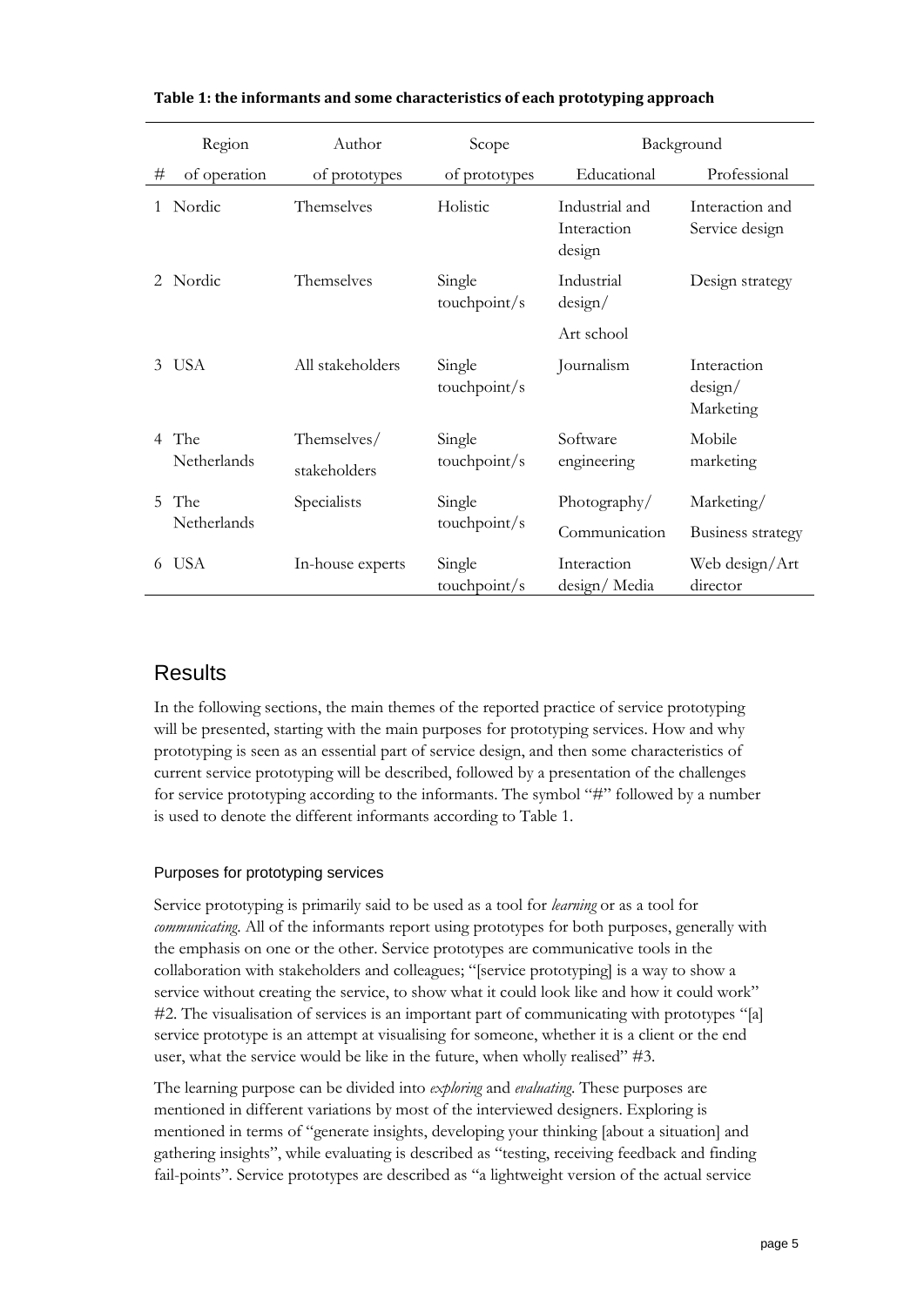**Table 1: the informants and some characteristics of each prototyping approach**

| # | Region of operation | Author of prototypes | Scope of prototypes | Background Educational | Background Professional |
|---|---|---|---|---|---|
| 1 | Nordic | Themselves | Holistic | Industrial and Interaction design | Interaction and Service design |
| 2 | Nordic | Themselves | Single touchpoint/s | Industrial design/ Art school | Design strategy |
| 3 | USA | All stakeholders | Single touchpoint/s | Journalism | Interaction design/ Marketing |
| 4 | The Netherlands | Themselves/ stakeholders | Single touchpoint/s | Software engineering | Mobile marketing |
| 5 | The Netherlands | Specialists | Single touchpoint/s | Photography/ Communication | Marketing/ Business strategy |
| 6 | USA | In-house experts | Single touchpoint/s | Interaction design/ Media | Web design/Art director |

## Results

In the following sections, the main themes of the reported practice of service prototyping will be presented, starting with the main purposes for prototyping services. How and why prototyping is seen as an essential part of service design, and then some characteristics of current service prototyping will be described, followed by a presentation of the challenges for service prototyping according to the informants. The symbol "#" followed by a number is used to denote the different informants according to Table 1.

### Purposes for prototyping services

Service prototyping is primarily said to be used as a tool for *learning* or as a tool for *communicating*. All of the informants report using prototypes for both purposes, generally with the emphasis on one or the other. Service prototypes are communicative tools in the collaboration with stakeholders and colleagues; "[service prototyping] is a way to show a service without creating the service, to show what it could look like and how it could work" #2. The visualisation of services is an important part of communicating with prototypes "[a] service prototype is an attempt at visualising for someone, whether it is a client or the end user, what the service would be like in the future, when wholly realised" #3.

The learning purpose can be divided into *exploring* and *evaluating*. These purposes are mentioned in different variations by most of the interviewed designers. Exploring is mentioned in terms of "generate insights, developing your thinking [about a situation] and gathering insights", while evaluating is described as "testing, receiving feedback and finding fail-points". Service prototypes are described as "a lightweight version of the actual service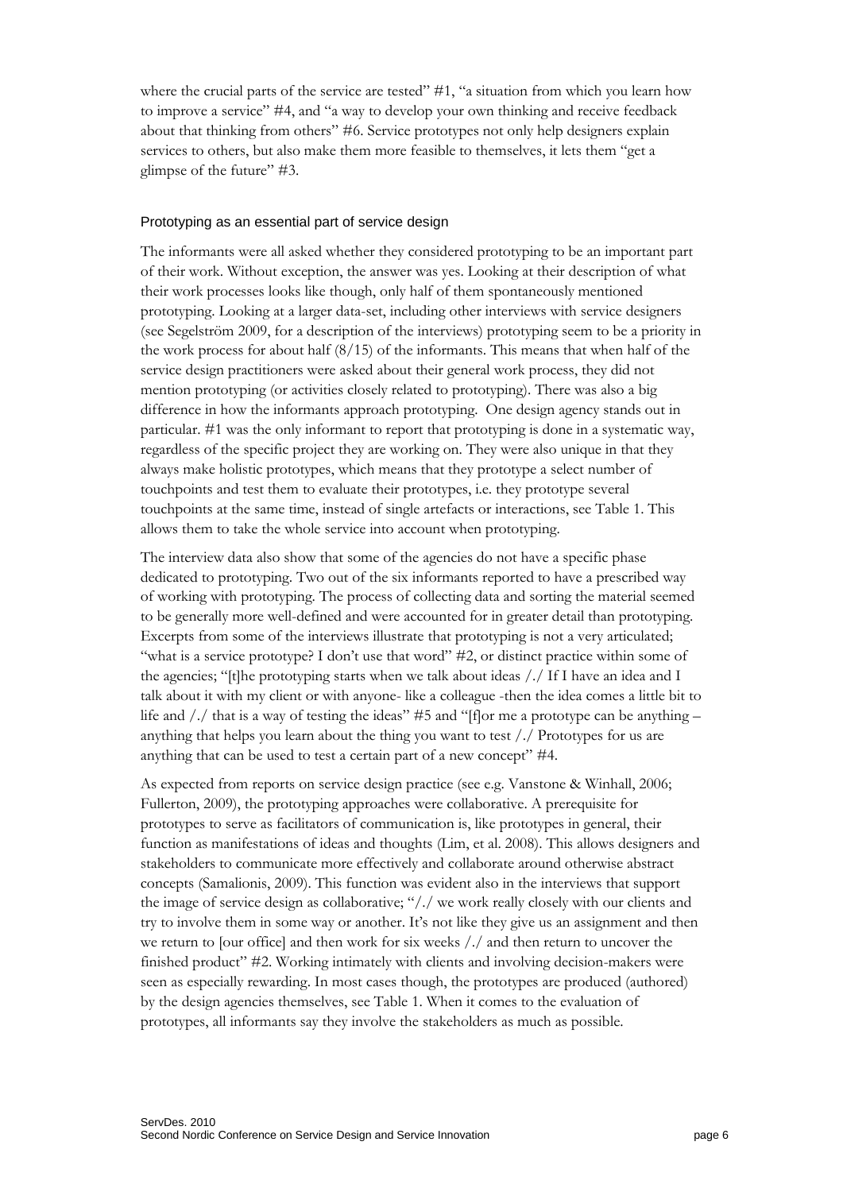where the crucial parts of the service are tested" #1, "a situation from which you learn how to improve a service" #4, and "a way to develop your own thinking and receive feedback about that thinking from others" #6. Service prototypes not only help designers explain services to others, but also make them more feasible to themselves, it lets them "get a glimpse of the future" #3.

### Prototyping as an essential part of service design

The informants were all asked whether they considered prototyping to be an important part of their work. Without exception, the answer was yes. Looking at their description of what their work processes looks like though, only half of them spontaneously mentioned prototyping. Looking at a larger data-set, including other interviews with service designers (see Segelström 2009, for a description of the interviews) prototyping seem to be a priority in the work process for about half (8/15) of the informants. This means that when half of the service design practitioners were asked about their general work process, they did not mention prototyping (or activities closely related to prototyping). There was also a big difference in how the informants approach prototyping. One design agency stands out in particular. #1 was the only informant to report that prototyping is done in a systematic way, regardless of the specific project they are working on. They were also unique in that they always make holistic prototypes, which means that they prototype a select number of touchpoints and test them to evaluate their prototypes, i.e. they prototype several touchpoints at the same time, instead of single artefacts or interactions, see Table 1. This allows them to take the whole service into account when prototyping.

The interview data also show that some of the agencies do not have a specific phase dedicated to prototyping. Two out of the six informants reported to have a prescribed way of working with prototyping. The process of collecting data and sorting the material seemed to be generally more well-defined and were accounted for in greater detail than prototyping. Excerpts from some of the interviews illustrate that prototyping is not a very articulated; "what is a service prototype? I don't use that word" #2, or distinct practice within some of the agencies; "[t]he prototyping starts when we talk about ideas /./ If I have an idea and I talk about it with my client or with anyone- like a colleague -then the idea comes a little bit to life and /./ that is a way of testing the ideas" #5 and "[f]or me a prototype can be anything – anything that helps you learn about the thing you want to test /./ Prototypes for us are anything that can be used to test a certain part of a new concept" #4.

As expected from reports on service design practice (see e.g. Vanstone & Winhall, 2006; Fullerton, 2009), the prototyping approaches were collaborative. A prerequisite for prototypes to serve as facilitators of communication is, like prototypes in general, their function as manifestations of ideas and thoughts (Lim, et al. 2008). This allows designers and stakeholders to communicate more effectively and collaborate around otherwise abstract concepts (Samalionis, 2009). This function was evident also in the interviews that support the image of service design as collaborative; "/./ we work really closely with our clients and try to involve them in some way or another. It's not like they give us an assignment and then we return to [our office] and then work for six weeks /./ and then return to uncover the finished product" #2. Working intimately with clients and involving decision-makers were seen as especially rewarding. In most cases though, the prototypes are produced (authored) by the design agencies themselves, see Table 1. When it comes to the evaluation of prototypes, all informants say they involve the stakeholders as much as possible.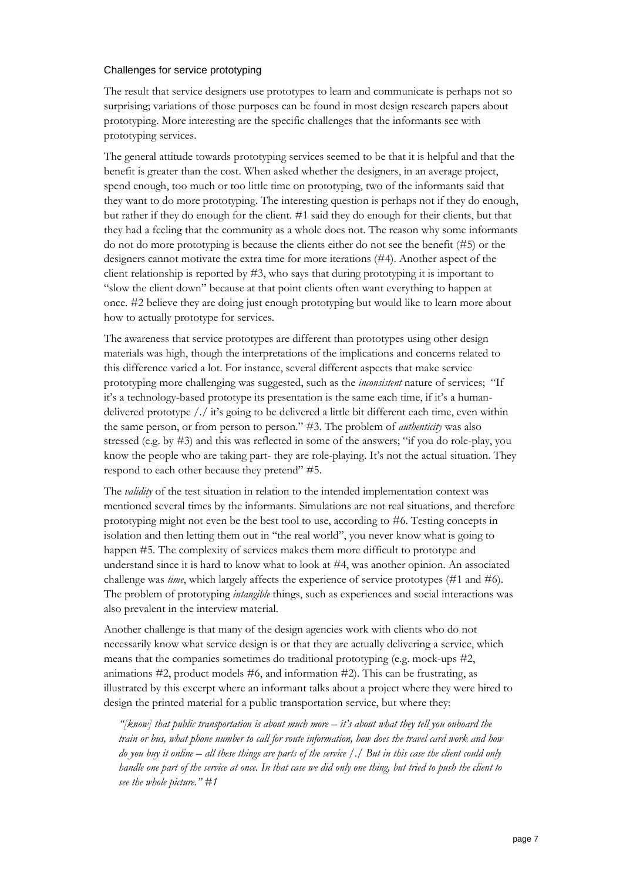### Challenges for service prototyping

The result that service designers use prototypes to learn and communicate is perhaps not so surprising; variations of those purposes can be found in most design research papers about prototyping. More interesting are the specific challenges that the informants see with prototyping services.

The general attitude towards prototyping services seemed to be that it is helpful and that the benefit is greater than the cost. When asked whether the designers, in an average project, spend enough, too much or too little time on prototyping, two of the informants said that they want to do more prototyping. The interesting question is perhaps not if they do enough, but rather if they do enough for the client. #1 said they do enough for their clients, but that they had a feeling that the community as a whole does not. The reason why some informants do not do more prototyping is because the clients either do not see the benefit (#5) or the designers cannot motivate the extra time for more iterations (#4). Another aspect of the client relationship is reported by #3, who says that during prototyping it is important to "slow the client down" because at that point clients often want everything to happen at once. #2 believe they are doing just enough prototyping but would like to learn more about how to actually prototype for services.

The awareness that service prototypes are different than prototypes using other design materials was high, though the interpretations of the implications and concerns related to this difference varied a lot. For instance, several different aspects that make service prototyping more challenging was suggested, such as the *inconsistent* nature of services; "If it's a technology-based prototype its presentation is the same each time, if it's a human-delivered prototype /./ it's going to be delivered a little bit different each time, even within the same person, or from person to person." #3. The problem of *authenticity* was also stressed (e.g. by #3) and this was reflected in some of the answers; "if you do role-play, you know the people who are taking part- they are role-playing. It's not the actual situation. They respond to each other because they pretend" #5.

The *validity* of the test situation in relation to the intended implementation context was mentioned several times by the informants. Simulations are not real situations, and therefore prototyping might not even be the best tool to use, according to #6. Testing concepts in isolation and then letting them out in "the real world", you never know what is going to happen #5. The complexity of services makes them more difficult to prototype and understand since it is hard to know what to look at #4, was another opinion. An associated challenge was *time*, which largely affects the experience of service prototypes (#1 and #6). The problem of prototyping *intangible* things, such as experiences and social interactions was also prevalent in the interview material.

Another challenge is that many of the design agencies work with clients who do not necessarily know what service design is or that they are actually delivering a service, which means that the companies sometimes do traditional prototyping (e.g. mock-ups #2, animations #2, product models #6, and information #2). This can be frustrating, as illustrated by this excerpt where an informant talks about a project where they were hired to design the printed material for a public transportation service, but where they:

> *"[know] that public transportation is about much more – it's about what they tell you onboard the train or bus, what phone number to call for route information, how does the travel card work and how do you buy it online – all these things are parts of the service /./ But in this case the client could only handle one part of the service at once. In that case we did only one thing, but tried to push the client to see the whole picture." #1*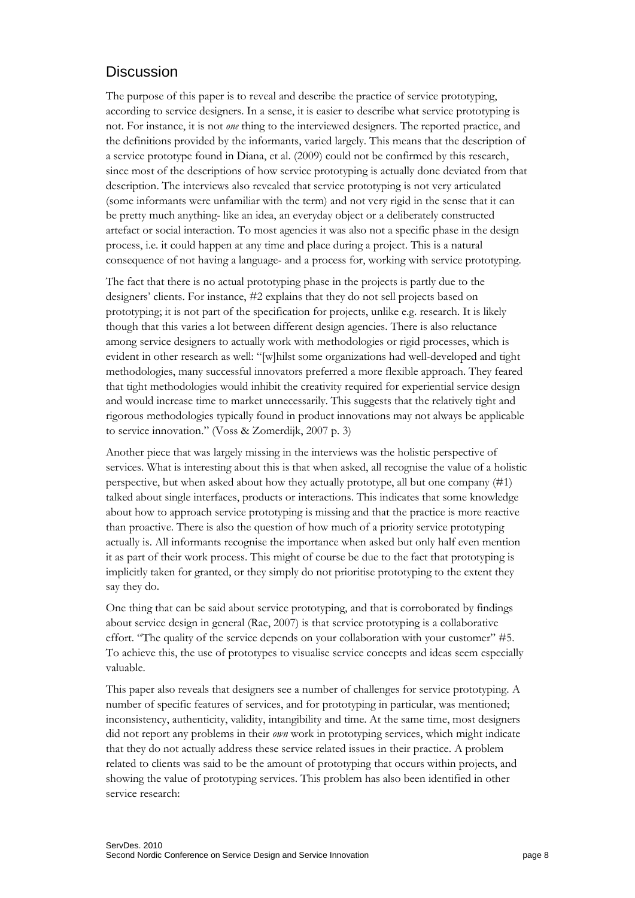## Discussion

The purpose of this paper is to reveal and describe the practice of service prototyping, according to service designers. In a sense, it is easier to describe what service prototyping is not. For instance, it is not *one* thing to the interviewed designers. The reported practice, and the definitions provided by the informants, varied largely. This means that the description of a service prototype found in Diana, et al. (2009) could not be confirmed by this research, since most of the descriptions of how service prototyping is actually done deviated from that description. The interviews also revealed that service prototyping is not very articulated (some informants were unfamiliar with the term) and not very rigid in the sense that it can be pretty much anything- like an idea, an everyday object or a deliberately constructed artefact or social interaction. To most agencies it was also not a specific phase in the design process, i.e. it could happen at any time and place during a project. This is a natural consequence of not having a language- and a process for, working with service prototyping.

The fact that there is no actual prototyping phase in the projects is partly due to the designers' clients. For instance, #2 explains that they do not sell projects based on prototyping; it is not part of the specification for projects, unlike e.g. research. It is likely though that this varies a lot between different design agencies. There is also reluctance among service designers to actually work with methodologies or rigid processes, which is evident in other research as well: "[w]hilst some organizations had well-developed and tight methodologies, many successful innovators preferred a more flexible approach. They feared that tight methodologies would inhibit the creativity required for experiential service design and would increase time to market unnecessarily. This suggests that the relatively tight and rigorous methodologies typically found in product innovations may not always be applicable to service innovation." (Voss & Zomerdijk, 2007 p. 3)

Another piece that was largely missing in the interviews was the holistic perspective of services. What is interesting about this is that when asked, all recognise the value of a holistic perspective, but when asked about how they actually prototype, all but one company (#1) talked about single interfaces, products or interactions. This indicates that some knowledge about how to approach service prototyping is missing and that the practice is more reactive than proactive. There is also the question of how much of a priority service prototyping actually is. All informants recognise the importance when asked but only half even mention it as part of their work process. This might of course be due to the fact that prototyping is implicitly taken for granted, or they simply do not prioritise prototyping to the extent they say they do.

One thing that can be said about service prototyping, and that is corroborated by findings about service design in general (Rae, 2007) is that service prototyping is a collaborative effort. "The quality of the service depends on your collaboration with your customer" #5. To achieve this, the use of prototypes to visualise service concepts and ideas seem especially valuable.

This paper also reveals that designers see a number of challenges for service prototyping. A number of specific features of services, and for prototyping in particular, was mentioned; inconsistency, authenticity, validity, intangibility and time. At the same time, most designers did not report any problems in their *own* work in prototyping services, which might indicate that they do not actually address these service related issues in their practice. A problem related to clients was said to be the amount of prototyping that occurs within projects, and showing the value of prototyping services. This problem has also been identified in other service research: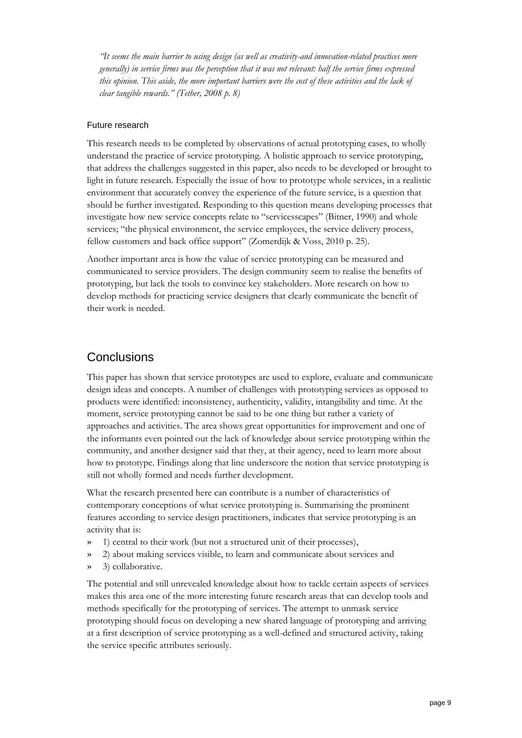*"It seems the main barrier to using design (as well as creativity-and innovation-related practices more generally) in service firms was the perception that it was not relevant: half the service firms expressed this opinion. This aside, the more important barriers were the cost of these activities and the lack of clear tangible rewards." (Tether, 2008 p. 8)*

### Future research

This research needs to be completed by observations of actual prototyping cases, to wholly understand the practice of service prototyping. A holistic approach to service prototyping, that address the challenges suggested in this paper, also needs to be developed or brought to light in future research. Especially the issue of how to prototype whole services, in a realistic environment that accurately convey the experience of the future service, is a question that should be further investigated. Responding to this question means developing processes that investigate how new service concepts relate to "servicesscapes" (Bitner, 1990) and whole services; "the physical environment, the service employees, the service delivery process, fellow customers and back office support" (Zomerdijk & Voss, 2010 p. 25).

Another important area is how the value of service prototyping can be measured and communicated to service providers. The design community seem to realise the benefits of prototyping, but lack the tools to convince key stakeholders. More research on how to develop methods for practicing service designers that clearly communicate the benefit of their work is needed.

## Conclusions

This paper has shown that service prototypes are used to explore, evaluate and communicate design ideas and concepts. A number of challenges with prototyping services as opposed to products were identified: inconsistency, authenticity, validity, intangibility and time. At the moment, service prototyping cannot be said to be one thing but rather a variety of approaches and activities. The area shows great opportunities for improvement and one of the informants even pointed out the lack of knowledge about service prototyping within the community, and another designer said that they, at their agency, need to learn more about how to prototype. Findings along that line underscore the notion that service prototyping is still not wholly formed and needs further development.

What the research presented here can contribute is a number of characteristics of contemporary conceptions of what service prototyping is. Summarising the prominent features according to service design practitioners, indicates that service prototyping is an activity that is:

- 1) central to their work (but not a structured unit of their processes),
- 2) about making services visible, to learn and communicate about services and
- 3) collaborative.

The potential and still unrevealed knowledge about how to tackle certain aspects of services makes this area one of the more interesting future research areas that can develop tools and methods specifically for the prototyping of services. The attempt to unmask service prototyping should focus on developing a new shared language of prototyping and arriving at a first description of service prototyping as a well-defined and structured activity, taking the service specific attributes seriously.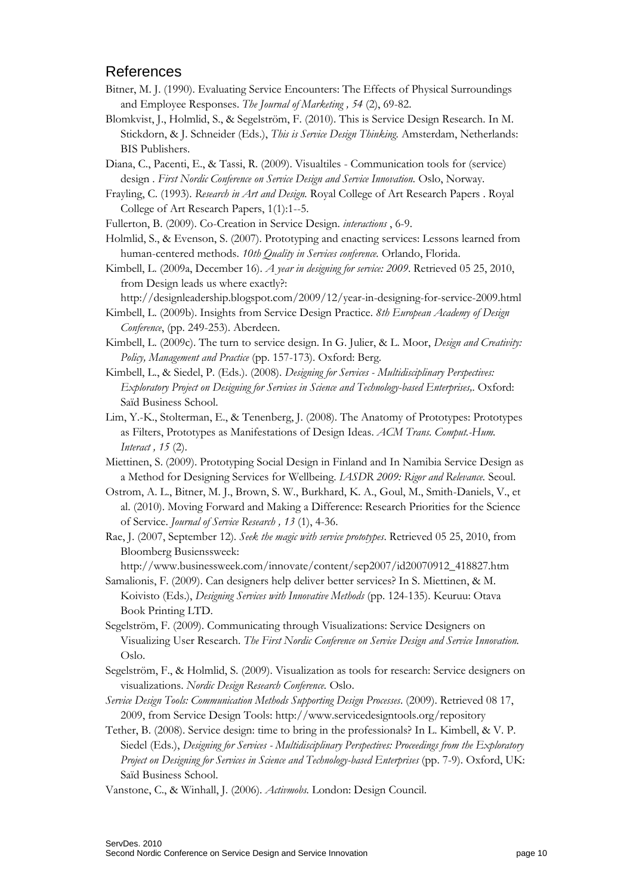## References

Bitner, M. J. (1990). Evaluating Service Encounters: The Effects of Physical Surroundings and Employee Responses. *The Journal of Marketing , 54* (2), 69-82.

Blomkvist, J., Holmlid, S., & Segelström, F. (2010). This is Service Design Research. In M. Stickdorn, & J. Schneider (Eds.), *This is Service Design Thinking.* Amsterdam, Netherlands: BIS Publishers.

Diana, C., Pacenti, E., & Tassi, R. (2009). Visualtiles - Communication tools for (service) design . *First Nordic Conference on Service Design and Service Innovation.* Oslo, Norway.

Frayling, C. (1993). *Research in Art and Design.* Royal College of Art Research Papers . Royal College of Art Research Papers, 1(1):1--5.

Fullerton, B. (2009). Co-Creation in Service Design. *interactions* , 6-9.

Holmlid, S., & Evenson, S. (2007). Prototyping and enacting services: Lessons learned from human-centered methods. *10th Quality in Services conference.* Orlando, Florida.

Kimbell, L. (2009a, December 16). *A year in designing for service: 2009*. Retrieved 05 25, 2010, from Design leads us where exactly?: http://designleadership.blogspot.com/2009/12/year-in-designing-for-service-2009.html

Kimbell, L. (2009b). Insights from Service Design Practice. *8th European Academy of Design Conference*, (pp. 249-253). Aberdeen.

Kimbell, L. (2009c). The turn to service design. In G. Julier, & L. Moor, *Design and Creativity: Policy, Management and Practice* (pp. 157-173). Oxford: Berg.

Kimbell, L., & Siedel, P. (Eds.). (2008). *Designing for Services - Multidisciplinary Perspectives: Exploratory Project on Designing for Services in Science and Technology-based Enterprises,.* Oxford: Saïd Business School.

Lim, Y.-K., Stolterman, E., & Tenenberg, J. (2008). The Anatomy of Prototypes: Prototypes as Filters, Prototypes as Manifestations of Design Ideas. *ACM Trans. Comput.-Hum. Interact , 15* (2).

Miettinen, S. (2009). Prototyping Social Design in Finland and In Namibia Service Design as a Method for Designing Services for Wellbeing. *IASDR 2009: Rigor and Relevance.* Seoul.

Ostrom, A. L., Bitner, M. J., Brown, S. W., Burkhard, K. A., Goul, M., Smith-Daniels, V., et al. (2010). Moving Forward and Making a Difference: Research Priorities for the Science of Service. *Journal of Service Research , 13* (1), 4-36.

Rae, J. (2007, September 12). *Seek the magic with service prototypes*. Retrieved 05 25, 2010, from Bloomberg Busienssweek: http://www.businessweek.com/innovate/content/sep2007/id20070912_418827.htm

Samalionis, F. (2009). Can designers help deliver better services? In S. Miettinen, & M. Koivisto (Eds.), *Designing Services with Innovative Methods* (pp. 124-135). Keuruu: Otava Book Printing LTD.

Segelström, F. (2009). Communicating through Visualizations: Service Designers on Visualizing User Research. *The First Nordic Conference on Service Design and Service Innovation.* Oslo.

Segelström, F., & Holmlid, S. (2009). Visualization as tools for research: Service designers on visualizations. *Nordic Design Research Conference.* Oslo.

*Service Design Tools: Communication Methods Supporting Design Processes*. (2009). Retrieved 08 17, 2009, from Service Design Tools: http://www.servicedesigntools.org/repository

Tether, B. (2008). Service design: time to bring in the professionals? In L. Kimbell, & V. P. Siedel (Eds.), *Designing for Services - Multidisciplinary Perspectives: Proceedings from the Exploratory Project on Designing for Services in Science and Technology-based Enterprises* (pp. 7-9). Oxford, UK: Saïd Business School.

Vanstone, C., & Winhall, J. (2006). *Activmobs.* London: Design Council.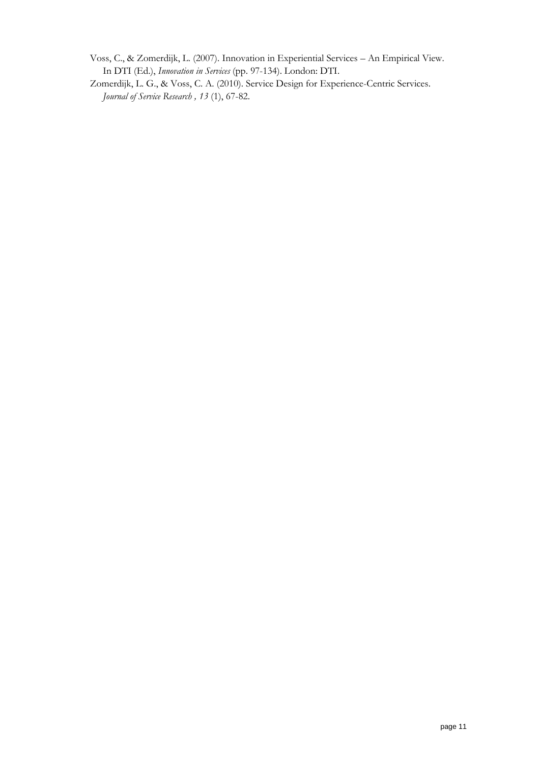Voss, C., & Zomerdijk, L. (2007). Innovation in Experiential Services – An Empirical View. In DTI (Ed.), *Innovation in Services* (pp. 97-134). London: DTI.

Zomerdijk, L. G., & Voss, C. A. (2010). Service Design for Experience-Centric Services. *Journal of Service Research , 13* (1), 67-82.